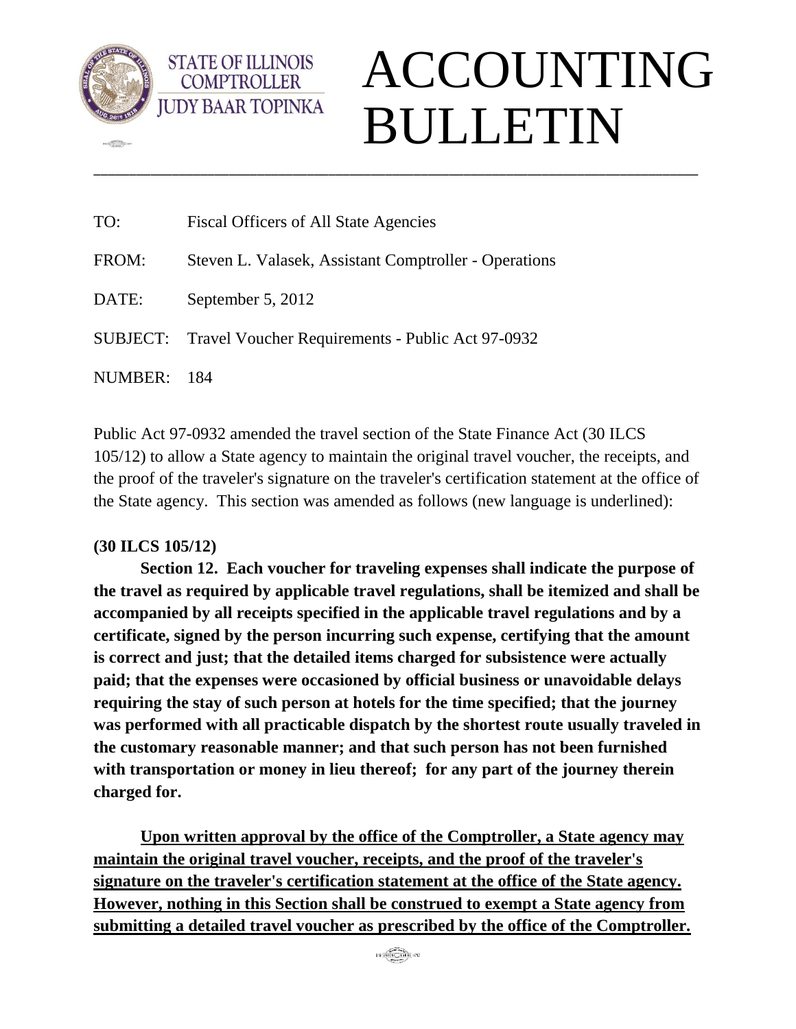STATE OF ILLINOIS
COMPTROLLER
JUDY BAAR TOPINKA

# ACCOUNTING BULLETIN

---

TO: Fiscal Officers of All State Agencies

FROM: Steven L. Valasek, Assistant Comptroller - Operations

DATE: September 5, 2012

SUBJECT: Travel Voucher Requirements - Public Act 97-0932

NUMBER: 184

Public Act 97-0932 amended the travel section of the State Finance Act (30 ILCS 105/12) to allow a State agency to maintain the original travel voucher, the receipts, and the proof of the traveler's signature on the traveler's certification statement at the office of the State agency. This section was amended as follows (new language is underlined):

**(30 ILCS 105/12)**

**Section 12. Each voucher for traveling expenses shall indicate the purpose of the travel as required by applicable travel regulations, shall be itemized and shall be accompanied by all receipts specified in the applicable travel regulations and by a certificate, signed by the person incurring such expense, certifying that the amount is correct and just; that the detailed items charged for subsistence were actually paid; that the expenses were occasioned by official business or unavoidable delays requiring the stay of such person at hotels for the time specified; that the journey was performed with all practicable dispatch by the shortest route usually traveled in the customary reasonable manner; and that such person has not been furnished with transportation or money in lieu thereof; for any part of the journey therein charged for.**

<u>**Upon written approval by the office of the Comptroller, a State agency may maintain the original travel voucher, receipts, and the proof of the traveler's signature on the traveler's certification statement at the office of the State agency. However, nothing in this Section shall be construed to exempt a State agency from submitting a detailed travel voucher as prescribed by the office of the Comptroller.**</u>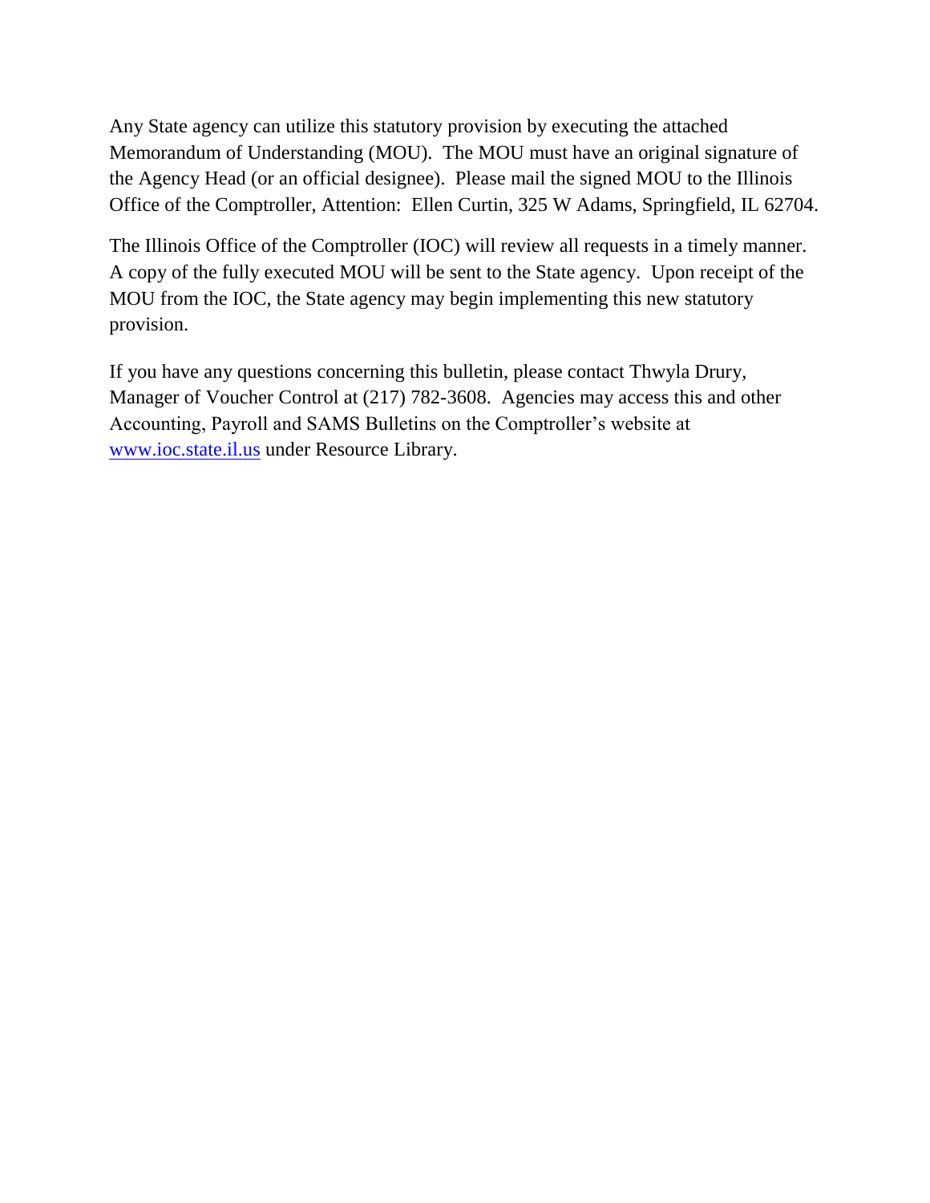Any State agency can utilize this statutory provision by executing the attached Memorandum of Understanding (MOU). The MOU must have an original signature of the Agency Head (or an official designee). Please mail the signed MOU to the Illinois Office of the Comptroller, Attention: Ellen Curtin, 325 W Adams, Springfield, IL 62704.

The Illinois Office of the Comptroller (IOC) will review all requests in a timely manner. A copy of the fully executed MOU will be sent to the State agency. Upon receipt of the MOU from the IOC, the State agency may begin implementing this new statutory provision.

If you have any questions concerning this bulletin, please contact Thwyla Drury, Manager of Voucher Control at (217) 782-3608. Agencies may access this and other Accounting, Payroll and SAMS Bulletins on the Comptroller's website at www.ioc.state.il.us under Resource Library.